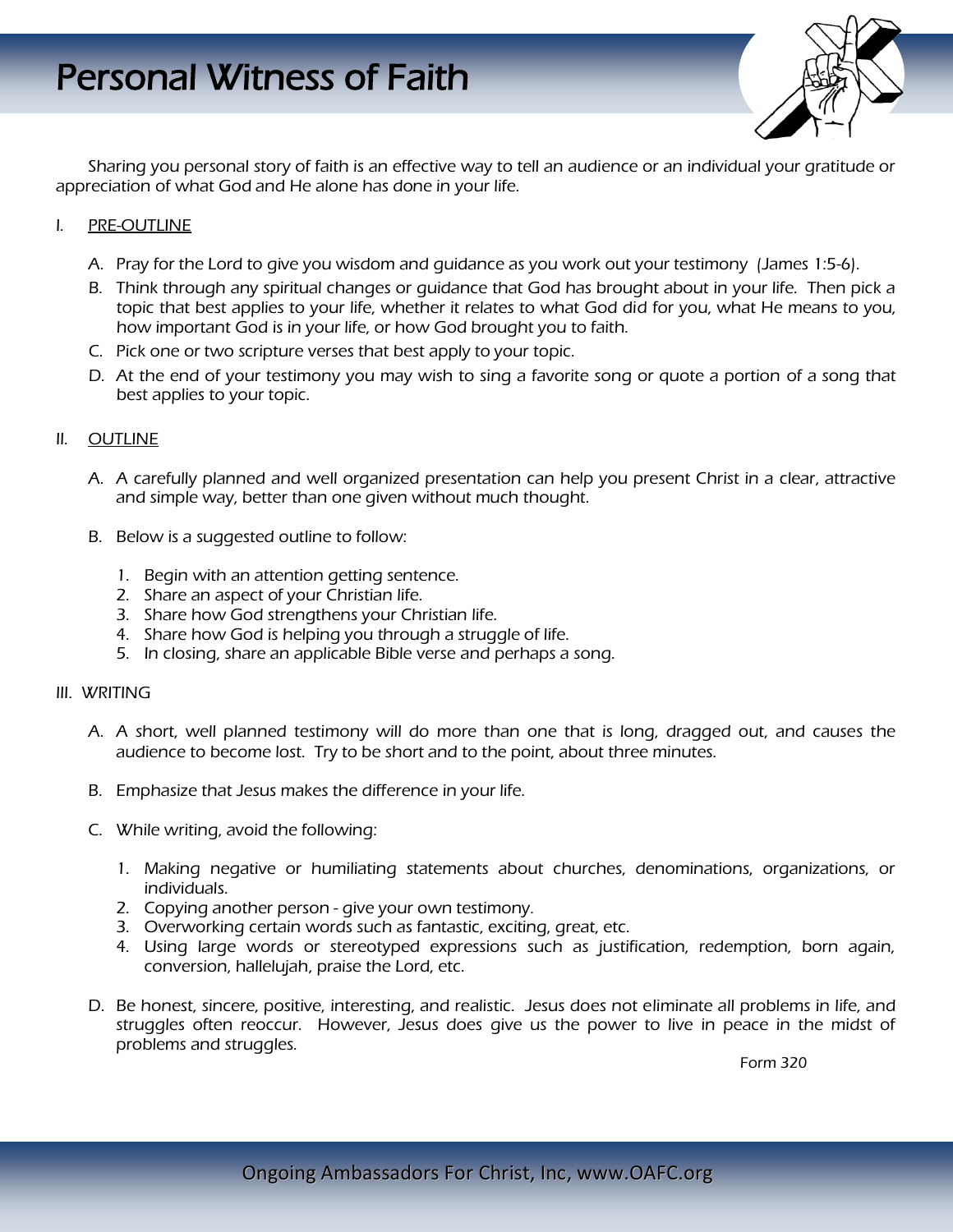# Personal Witness of Faith

Sharing you personal story of faith is an effective way to tell an audience or an individual your gratitude or appreciation of what God and He alone has done in your life.

## I. PRE-OUTLINE

A. Pray for the Lord to give you wisdom and guidance as you work out your testimony (James 1:5-6).

B. Think through any spiritual changes or guidance that God has brought about in your life. Then pick a topic that best applies to your life, whether it relates to what God did for you, what He means to you, how important God is in your life, or how God brought you to faith.

C. Pick one or two scripture verses that best apply to your topic.

D. At the end of your testimony you may wish to sing a favorite song or quote a portion of a song that best applies to your topic.

## II. OUTLINE

A. A carefully planned and well organized presentation can help you present Christ in a clear, attractive and simple way, better than one given without much thought.

B. Below is a suggested outline to follow:

1. Begin with an attention getting sentence.
2. Share an aspect of your Christian life.
3. Share how God strengthens your Christian life.
4. Share how God is helping you through a struggle of life.
5. In closing, share an applicable Bible verse and perhaps a song.

## III. WRITING

A. A short, well planned testimony will do more than one that is long, dragged out, and causes the audience to become lost. Try to be short and to the point, about three minutes.

B. Emphasize that Jesus makes the difference in your life.

C. While writing, avoid the following:

1. Making negative or humiliating statements about churches, denominations, organizations, or individuals.
2. Copying another person - give your own testimony.
3. Overworking certain words such as fantastic, exciting, great, etc.
4. Using large words or stereotyped expressions such as justification, redemption, born again, conversion, hallelujah, praise the Lord, etc.

D. Be honest, sincere, positive, interesting, and realistic. Jesus does not eliminate all problems in life, and struggles often reoccur. However, Jesus does give us the power to live in peace in the midst of problems and struggles.

Form 320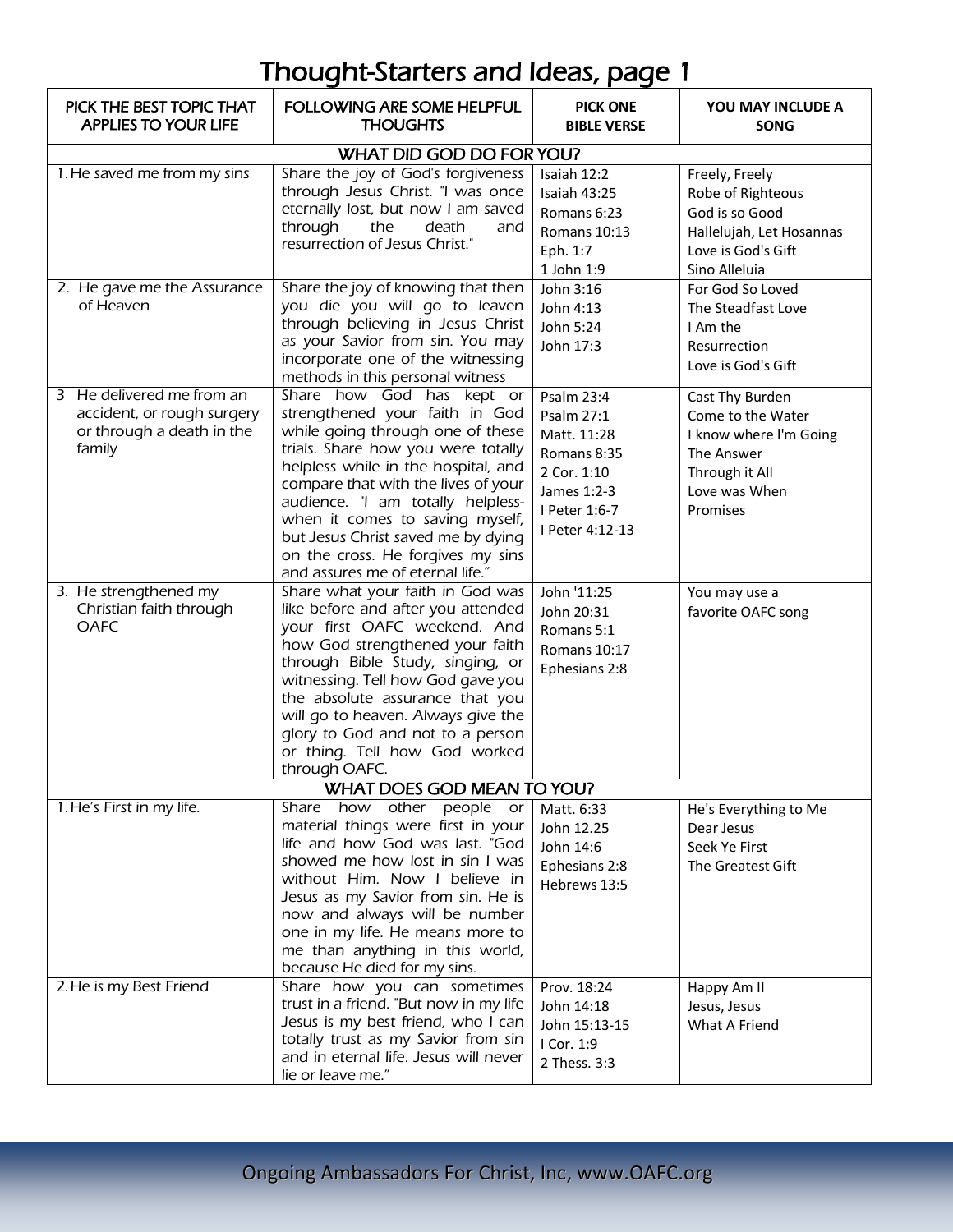# Thought-Starters and Ideas, page 1

| PICK THE BEST TOPIC THAT APPLIES TO YOUR LIFE | FOLLOWING ARE SOME HELPFUL THOUGHTS | PICK ONE BIBLE VERSE | YOU MAY INCLUDE A SONG |
|---|---|---|---|
| **WHAT DID GOD DO FOR YOU?** | | | |
| 1. He saved me from my sins | Share the joy of God's forgiveness through Jesus Christ. "I was once eternally lost, but now I am saved through the death and resurrection of Jesus Christ." | Isaiah 12:2<br>Isaiah 43:25<br>Romans 6:23<br>Romans 10:13<br>Eph. 1:7<br>1 John 1:9 | Freely, Freely<br>Robe of Righteous<br>God is so Good<br>Hallelujah, Let Hosannas<br>Love is God's Gift<br>Sino Alleluia |
| 2. He gave me the Assurance of Heaven | Share the joy of knowing that then you die you will go to leaven through believing in Jesus Christ as your Savior from sin. You may incorporate one of the witnessing methods in this personal witness | John 3:16<br>John 4:13<br>John 5:24<br>John 17:3 | For God So Loved<br>The Steadfast Love<br>I Am the Resurrection<br>Love is God's Gift |
| 3 He delivered me from an accident, or rough surgery or through a death in the family | Share how God has kept or strengthened your faith in God while going through one of these trials. Share how you were totally helpless while in the hospital, and compare that with the lives of your audience. "I am totally helpless-when it comes to saving myself, but Jesus Christ saved me by dying on the cross. He forgives my sins and assures me of eternal life." | Psalm 23:4<br>Psalm 27:1<br>Matt. 11:28<br>Romans 8:35<br>2 Cor. 1:10<br>James 1:2-3<br>I Peter 1:6-7<br>I Peter 4:12-13 | Cast Thy Burden<br>Come to the Water<br>I know where I'm Going<br>The Answer<br>Through it All<br>Love was When<br>Promises |
| 3. He strengthened my Christian faith through OAFC | Share what your faith in God was like before and after you attended your first OAFC weekend. And how God strengthened your faith through Bible Study, singing, or witnessing. Tell how God gave you the absolute assurance that you will go to heaven. Always give the glory to God and not to a person or thing. Tell how God worked through OAFC. | John '11:25<br>John 20:31<br>Romans 5:1<br>Romans 10:17<br>Ephesians 2:8 | You may use a favorite OAFC song |
| **WHAT DOES GOD MEAN TO YOU?** | | | |
| 1. He's First in my life. | Share how other people or material things were first in your life and how God was last. "God showed me how lost in sin I was without Him. Now I believe in Jesus as my Savior from sin. He is now and always will be number one in my life. He means more to me than anything in this world, because He died for my sins. | Matt. 6:33<br>John 12.25<br>John 14:6<br>Ephesians 2:8<br>Hebrews 13:5 | He's Everything to Me<br>Dear Jesus<br>Seek Ye First<br>The Greatest Gift |
| 2. He is my Best Friend | Share how you can sometimes trust in a friend. "But now in my life Jesus is my best friend, who I can totally trust as my Savior from sin and in eternal life. Jesus will never lie or leave me." | Prov. 18:24<br>John 14:18<br>John 15:13-15<br>I Cor. 1:9<br>2 Thess. 3:3 | Happy Am II<br>Jesus, Jesus<br>What A Friend |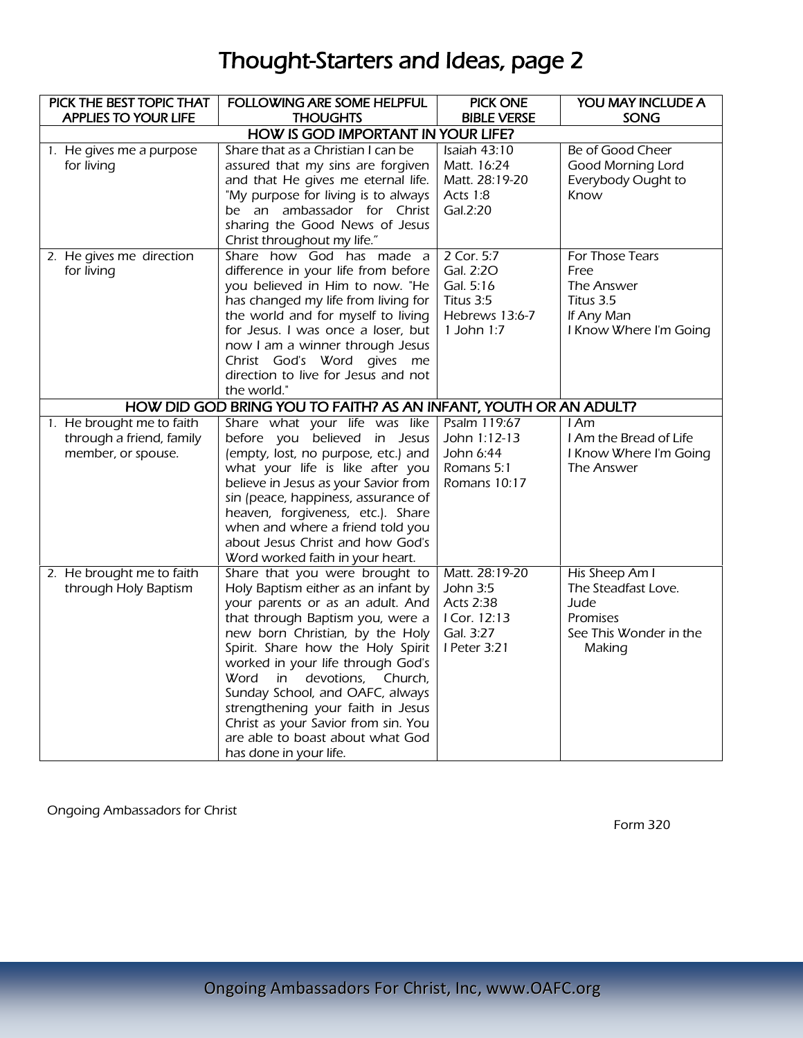# Thought-Starters and Ideas, page 2

| PICK THE BEST TOPIC THAT APPLIES TO YOUR LIFE | FOLLOWING ARE SOME HELPFUL THOUGHTS | PICK ONE BIBLE VERSE | YOU MAY INCLUDE A SONG |
|---|---|---|---|
| **HOW IS GOD IMPORTANT IN YOUR LIFE?** | | | |
| 1. He gives me a purpose for living | Share that as a Christian I can be assured that my sins are forgiven and that He gives me eternal life. "My purpose for living is to always be an ambassador for Christ sharing the Good News of Jesus Christ throughout my life." | Isaiah 43:10<br>Matt. 16:24<br>Matt. 28:19-20<br>Acts 1:8<br>Gal.2:20 | Be of Good Cheer<br>Good Morning Lord<br>Everybody Ought to Know |
| 2. He gives me direction for living | Share how God has made a difference in your life from before you believed in Him to now. "He has changed my life from living for the world and for myself to living for Jesus. I was once a loser, but now I am a winner through Jesus Christ God's Word gives me direction to live for Jesus and not the world." | 2 Cor. 5:7<br>Gal. 2:2O<br>Gal. 5:16<br>Titus 3:5<br>Hebrews 13:6-7<br>1 John 1:7 | For Those Tears<br>Free<br>The Answer<br>Titus 3.5<br>If Any Man<br>I Know Where I'm Going |
| **HOW DID GOD BRING YOU TO FAITH? AS AN INFANT, YOUTH OR AN ADULT?** | | | |
| 1. He brought me to faith through a friend, family member, or spouse. | Share what your life was like before you believed in Jesus (empty, lost, no purpose, etc.) and what your life is like after you believe in Jesus as your Savior from sin (peace, happiness, assurance of heaven, forgiveness, etc.). Share when and where a friend told you about Jesus Christ and how God's Word worked faith in your heart. | Psalm 119:67<br>John 1:12-13<br>John 6:44<br>Romans 5:1<br>Romans 10:17 | I Am<br>I Am the Bread of Life<br>I Know Where I'm Going<br>The Answer |
| 2. He brought me to faith through Holy Baptism | Share that you were brought to Holy Baptism either as an infant by your parents or as an adult. And that through Baptism you, were a new born Christian, by the Holy Spirit. Share how the Holy Spirit worked in your life through God's Word in devotions, Church, Sunday School, and OAFC, always strengthening your faith in Jesus Christ as your Savior from sin. You are able to boast about what God has done in your life. | Matt. 28:19-20<br>John 3:5<br>Acts 2:38<br>I Cor. 12:13<br>Gal. 3:27<br>I Peter 3:21 | His Sheep Am I<br>The Steadfast Love.<br>Jude<br>Promises<br>See This Wonder in the Making |

*Ongoing Ambassadors for Christ*

Form 320